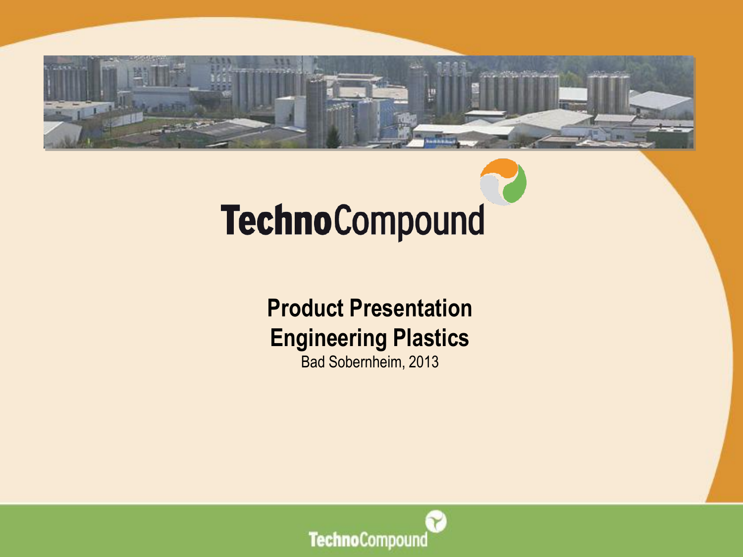# TechnoCompound

**Product Presentation**
**Engineering Plastics**
Bad Sobernheim, 2013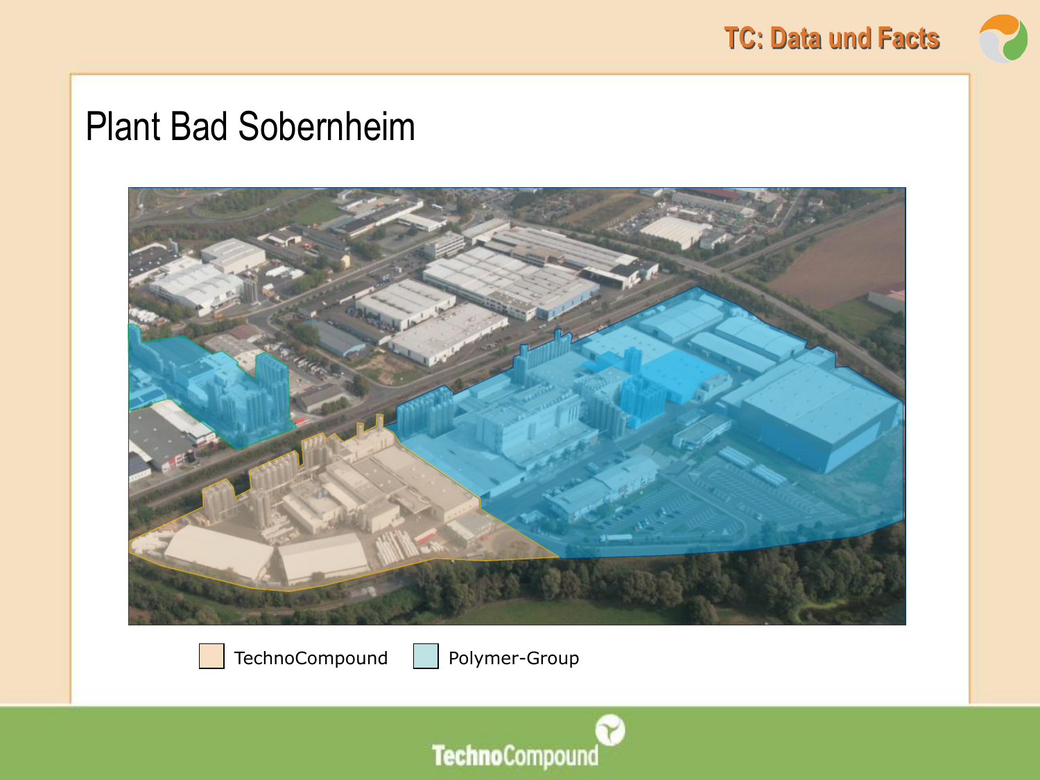# Plant Bad Sobernheim

TechnoCompound  Polymer-Group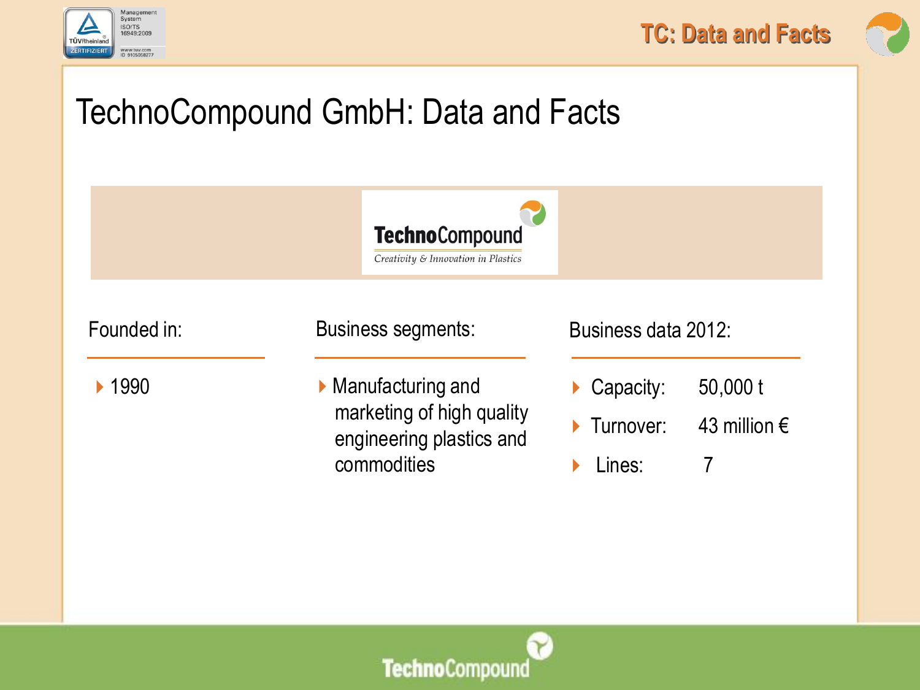# TechnoCompound GmbH: Data and Facts

**TechnoCompound**
*Creativity & Innovation in Plastics*

## Founded in:

- 1990

## Business segments:

- Manufacturing and marketing of high quality engineering plastics and commodities

## Business data 2012:

- Capacity: 50,000 t
- Turnover: 43 million €
- Lines: 7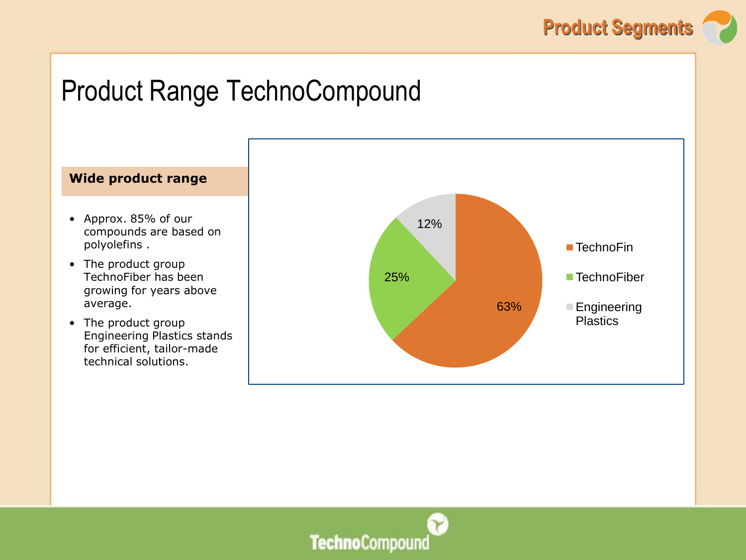# Product Range TechnoCompound

**Wide product range**

- Approx. 85% of our compounds are based on polyolefins .
- The product group TechnoFiber has been growing for years above average.
- The product group Engineering Plastics stands for efficient, tailor-made technical solutions.

| Segment | Share |
| --- | --- |
| TechnoFin | 63% |
| TechnoFiber | 25% |
| Engineering Plastics | 12% |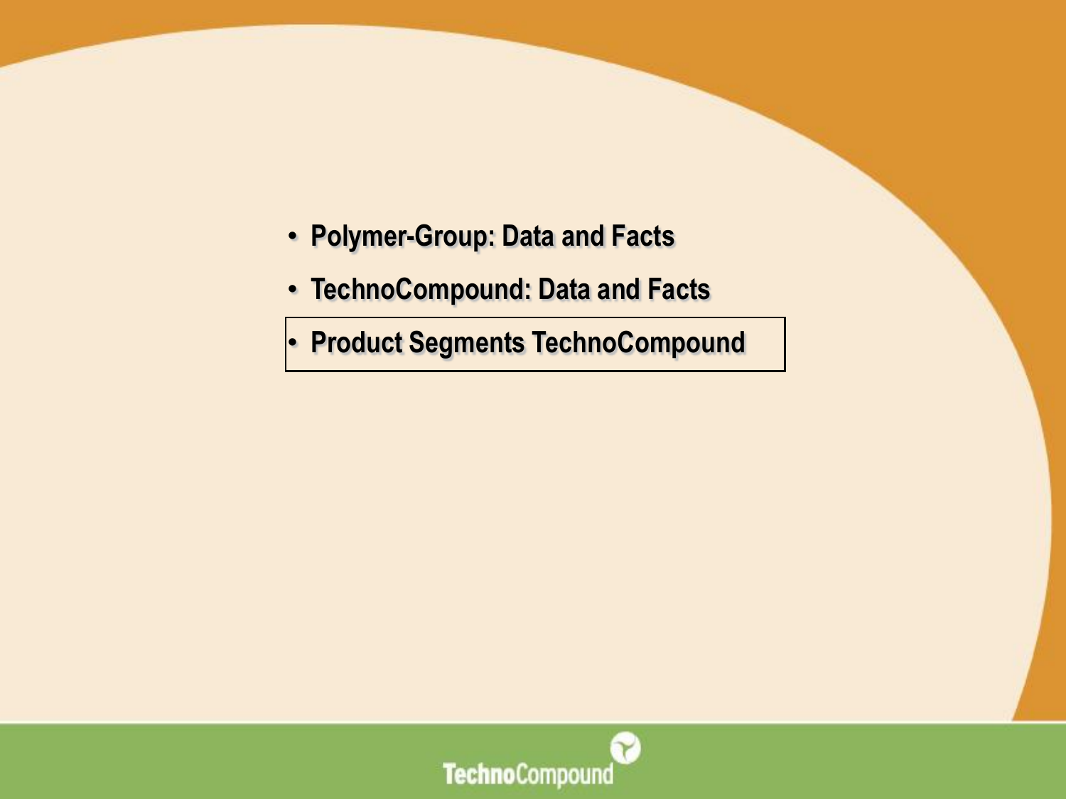- **Polymer-Group: Data and Facts**
- **TechnoCompound: Data and Facts**
- **Product Segments TechnoCompound**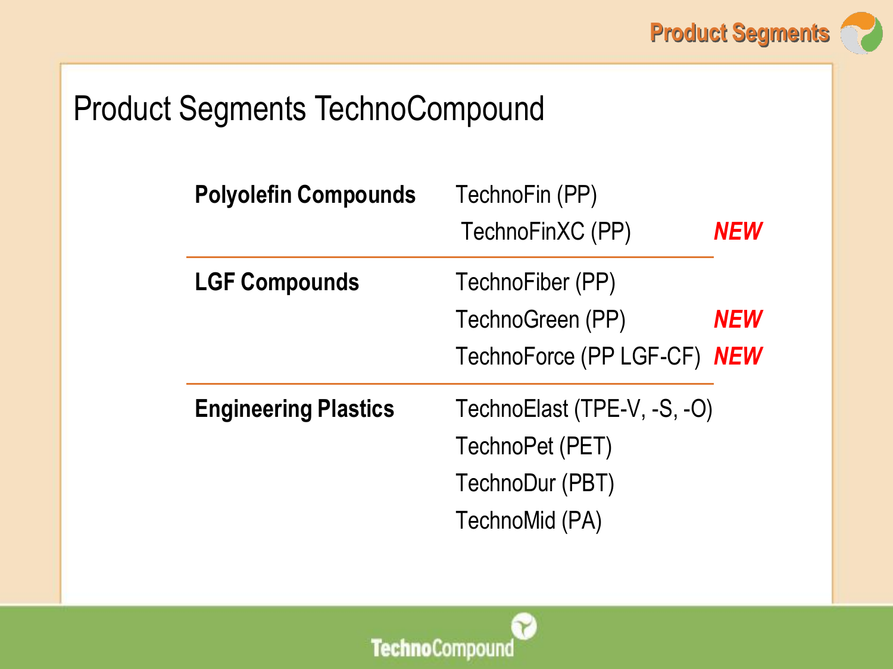# Product Segments TechnoCompound

| | | |
|---|---|---|
| **Polyolefin Compounds** | TechnoFin (PP) | |
| | TechnoFinXC (PP) | ***NEW*** |
| **LGF Compounds** | TechnoFiber (PP) | |
| | TechnoGreen (PP) | ***NEW*** |
| | TechnoForce (PP LGF-CF) | ***NEW*** |
| **Engineering Plastics** | TechnoElast (TPE-V, -S, -O) | |
| | TechnoPet (PET) | |
| | TechnoDur (PBT) | |
| | TechnoMid (PA) | |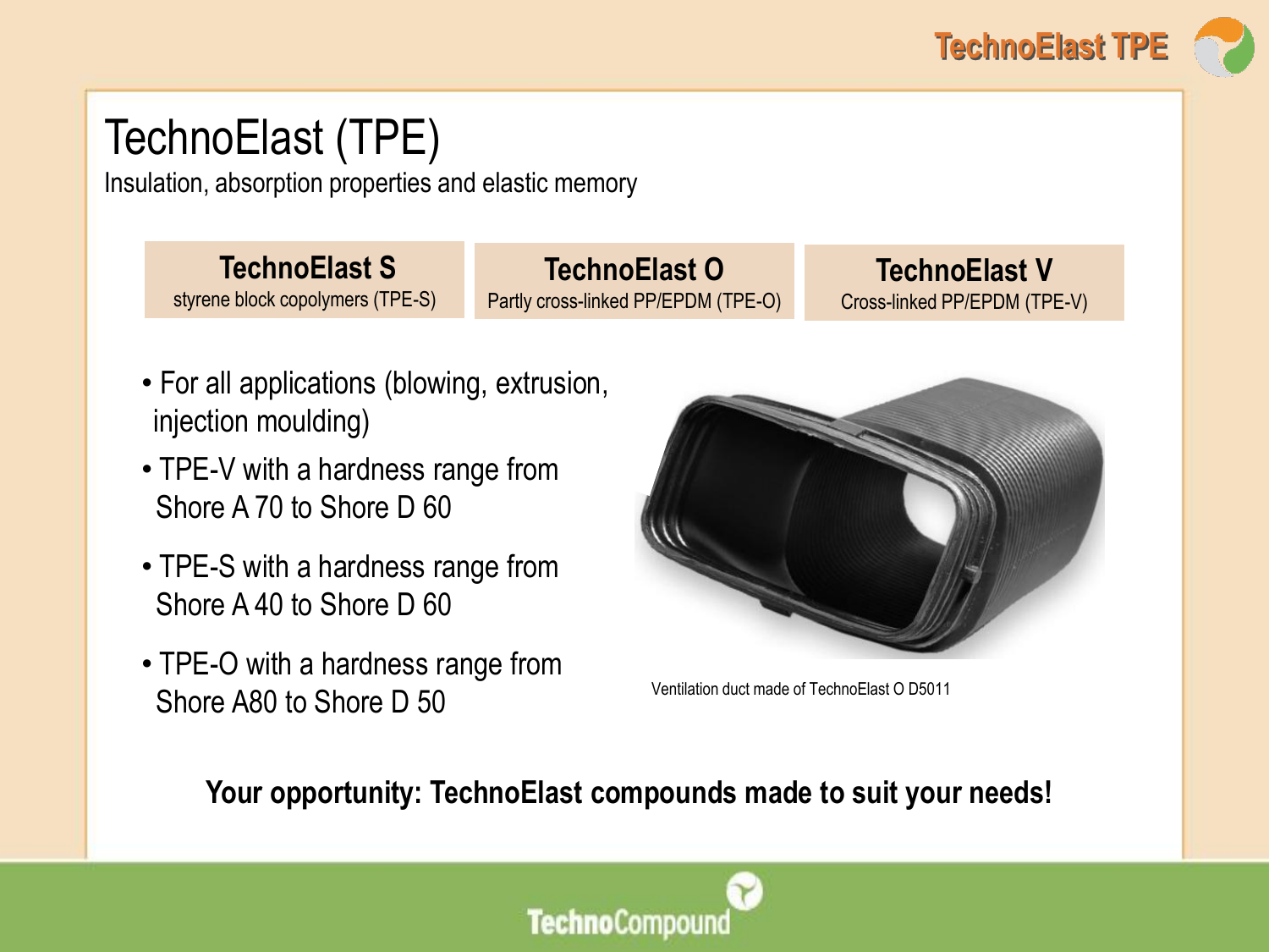# TechnoElast (TPE)

Insulation, absorption properties and elastic memory

| TechnoElast S | TechnoElast O | TechnoElast V |
| --- | --- | --- |
| styrene block copolymers (TPE-S) | Partly cross-linked PP/EPDM (TPE-O) | Cross-linked PP/EPDM (TPE-V) |

- For all applications (blowing, extrusion, injection moulding)
- TPE-V with a hardness range from Shore A 70 to Shore D 60
- TPE-S with a hardness range from Shore A 40 to Shore D 60
- TPE-O with a hardness range from Shore A80 to Shore D 50

Ventilation duct made of TechnoElast O D5011

**Your opportunity: TechnoElast compounds made to suit your needs!**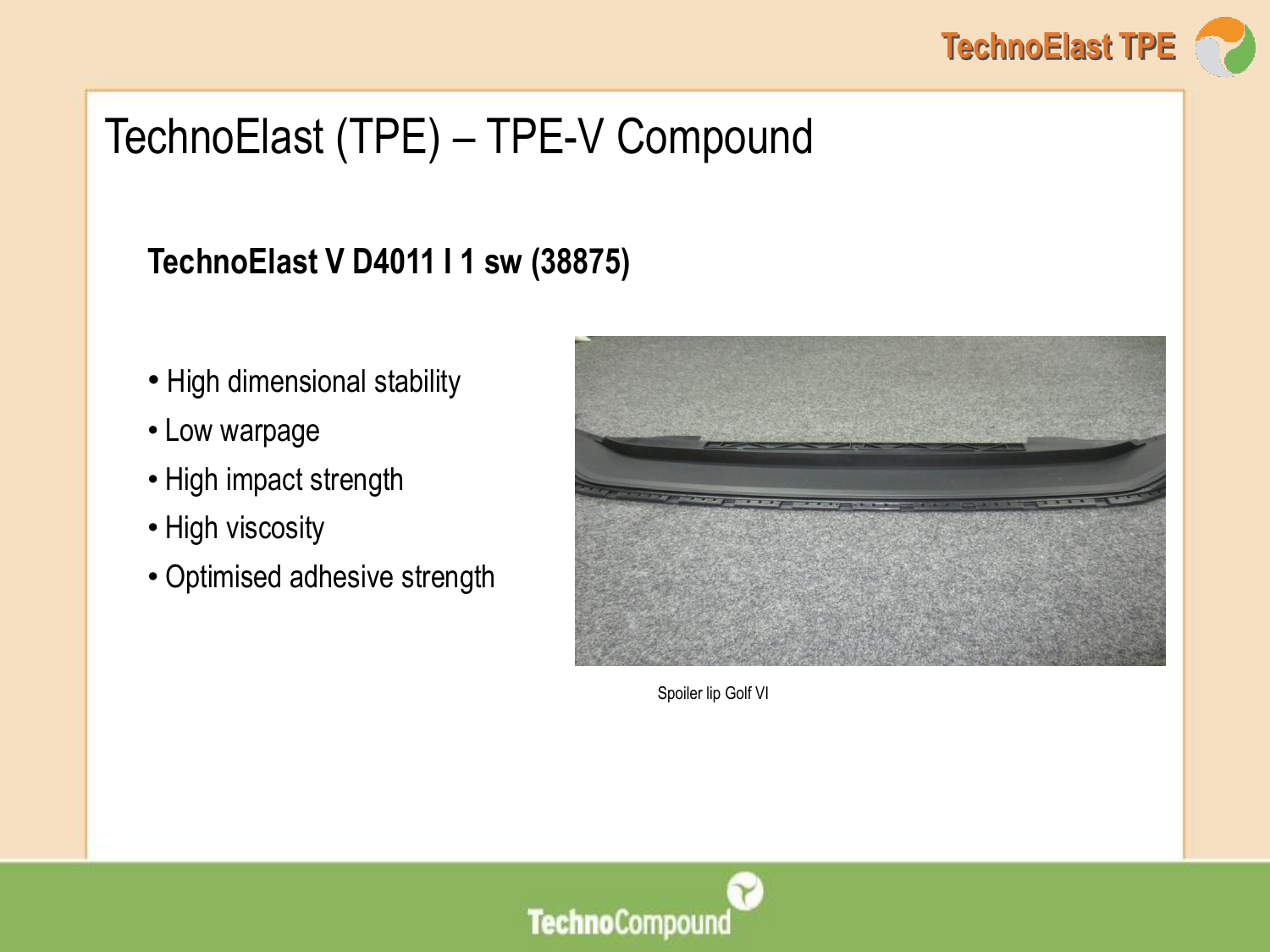# TechnoElast (TPE) – TPE-V Compound

## TechnoElast V D4011 I 1 sw (38875)

- High dimensional stability
- Low warpage
- High impact strength
- High viscosity
- Optimised adhesive strength

Spoiler lip Golf VI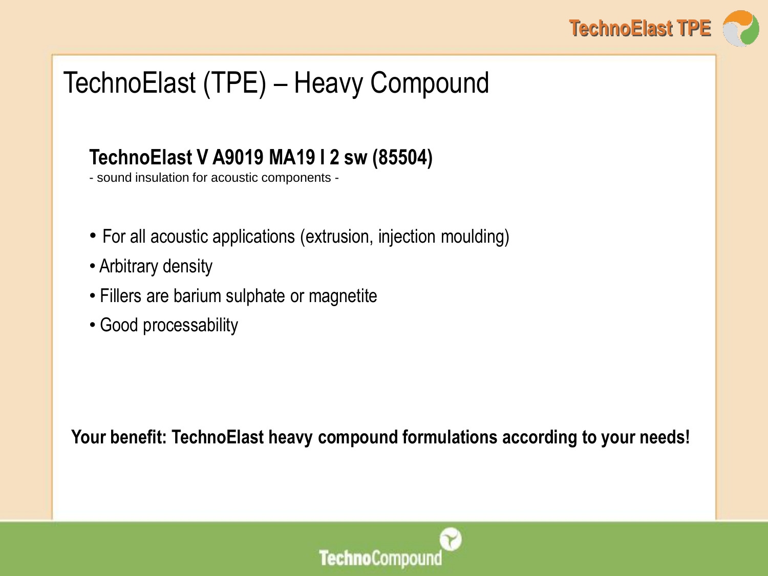# TechnoElast (TPE) – Heavy Compound

## TechnoElast V A9019 MA19 I 2 sw (85504)

- sound insulation for acoustic components -

- For all acoustic applications (extrusion, injection moulding)
- Arbitrary density
- Fillers are barium sulphate or magnetite
- Good processability

**Your benefit: TechnoElast heavy compound formulations according to your needs!**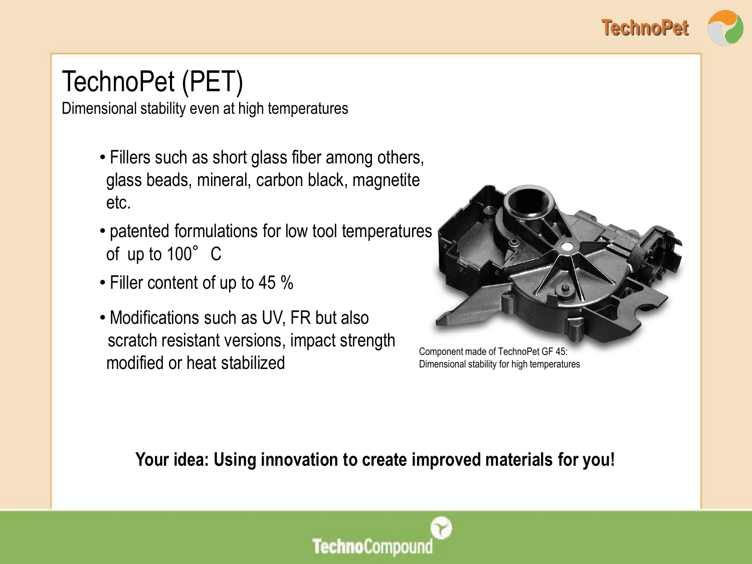# TechnoPet (PET)

Dimensional stability even at high temperatures

- Fillers such as short glass fiber among others, glass beads, mineral, carbon black, magnetite etc.
- patented formulations for low tool temperatures of up to 100° C
- Filler content of up to 45 %
- Modifications such as UV, FR but also scratch resistant versions, impact strength modified or heat stabilized

Component made of TechnoPet GF 45: Dimensional stability for high temperatures

**Your idea: Using innovation to create improved materials for you!**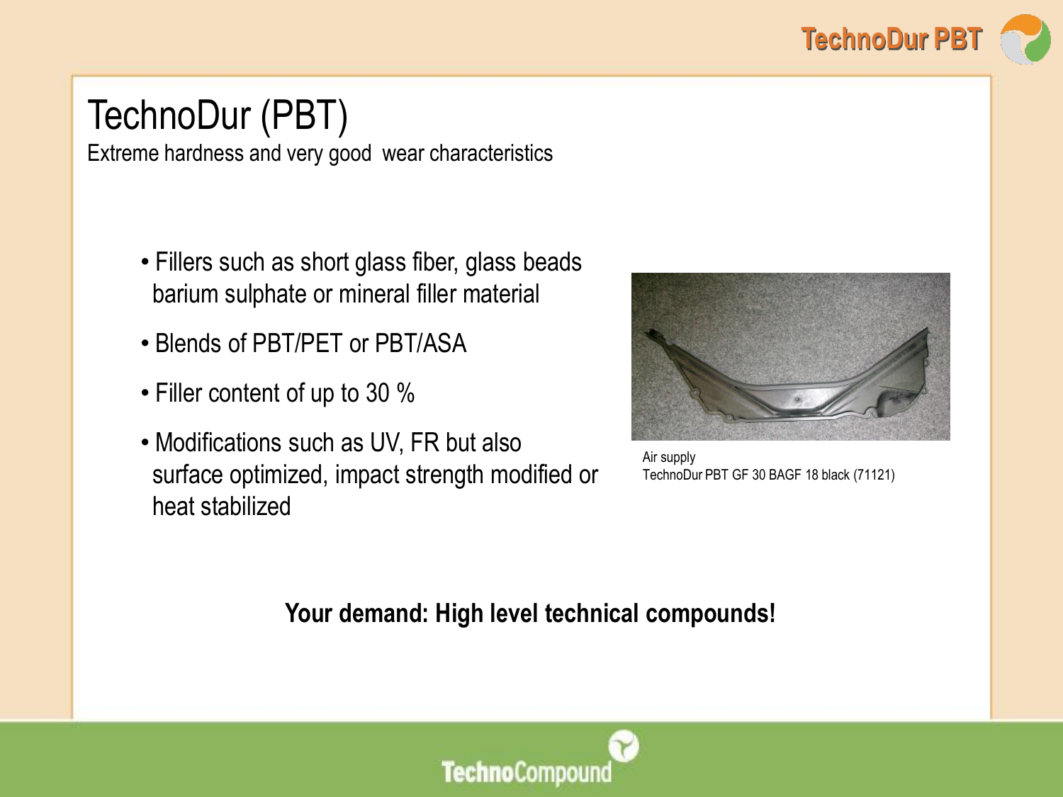# TechnoDur (PBT)

Extreme hardness and very good wear characteristics

- Fillers such as short glass fiber, glass beads barium sulphate or mineral filler material
- Blends of PBT/PET or PBT/ASA
- Filler content of up to 30 %
- Modifications such as UV, FR but also surface optimized, impact strength modified or heat stabilized

Air supply
TechnoDur PBT GF 30 BAGF 18 black (71121)

**Your demand: High level technical compounds!**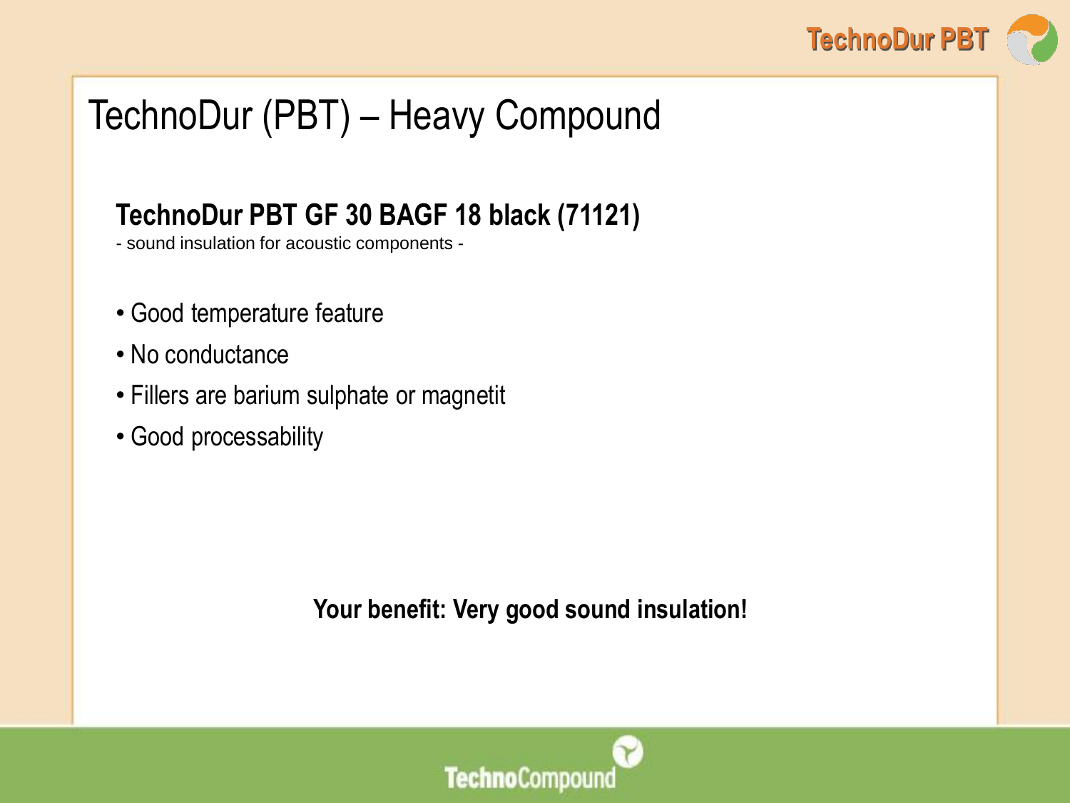# TechnoDur (PBT) – Heavy Compound

## TechnoDur PBT GF 30 BAGF 18 black (71121)

- sound insulation for acoustic components -

- Good temperature feature
- No conductance
- Fillers are barium sulphate or magnetit
- Good processability

**Your benefit: Very good sound insulation!**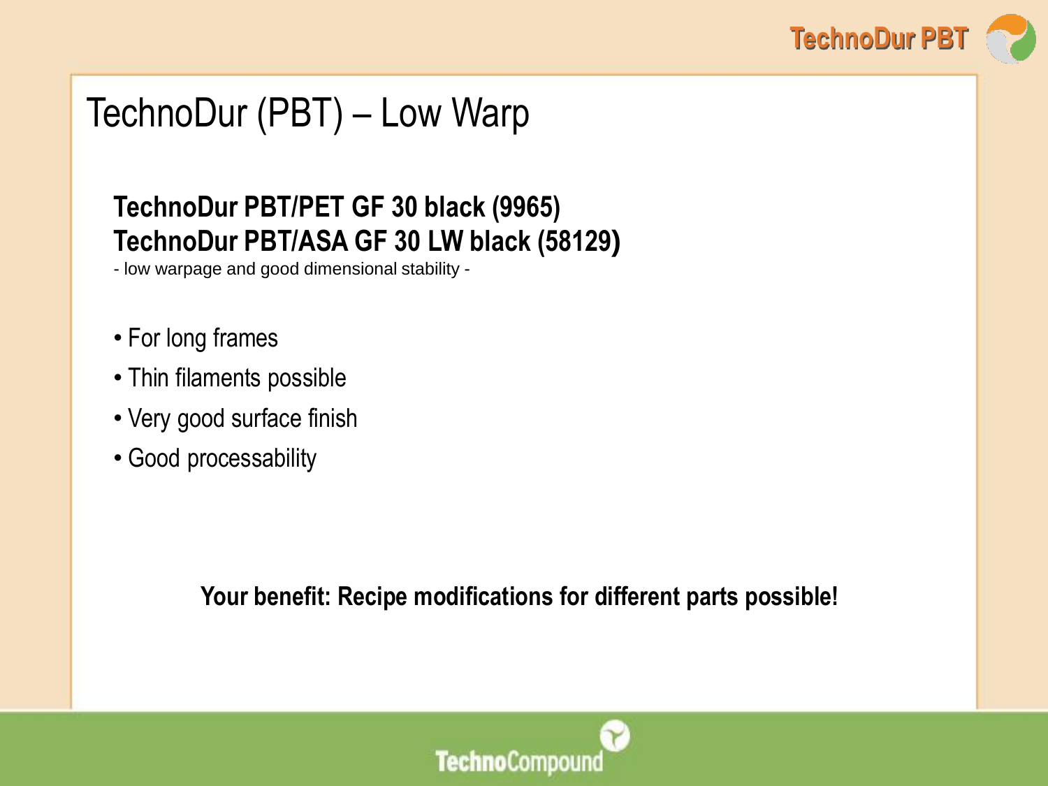# TechnoDur (PBT) – Low Warp

**TechnoDur PBT/PET GF 30 black (9965)**
**TechnoDur PBT/ASA GF 30 LW black (58129)**

- low warpage and good dimensional stability -

- For long frames
- Thin filaments possible
- Very good surface finish
- Good processability

**Your benefit: Recipe modifications for different parts possible!**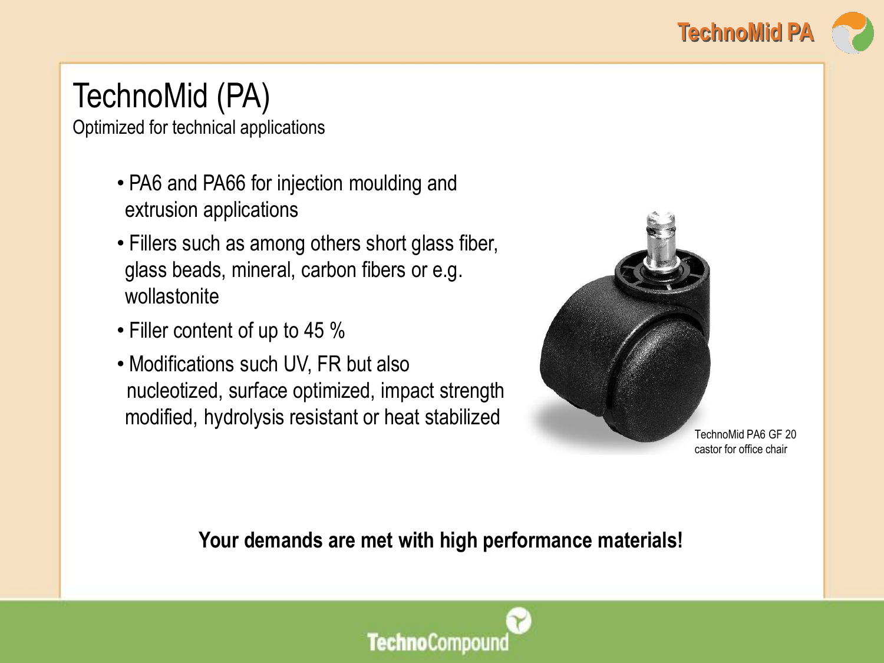# TechnoMid (PA)

Optimized for technical applications

- PA6 and PA66 for injection moulding and extrusion applications
- Fillers such as among others short glass fiber, glass beads, mineral, carbon fibers or e.g. wollastonite
- Filler content of up to 45 %
- Modifications such UV, FR but also nucleotized, surface optimized, impact strength modified, hydrolysis resistant or heat stabilized

TechnoMid PA6 GF 20 castor for office chair

**Your demands are met with high performance materials!**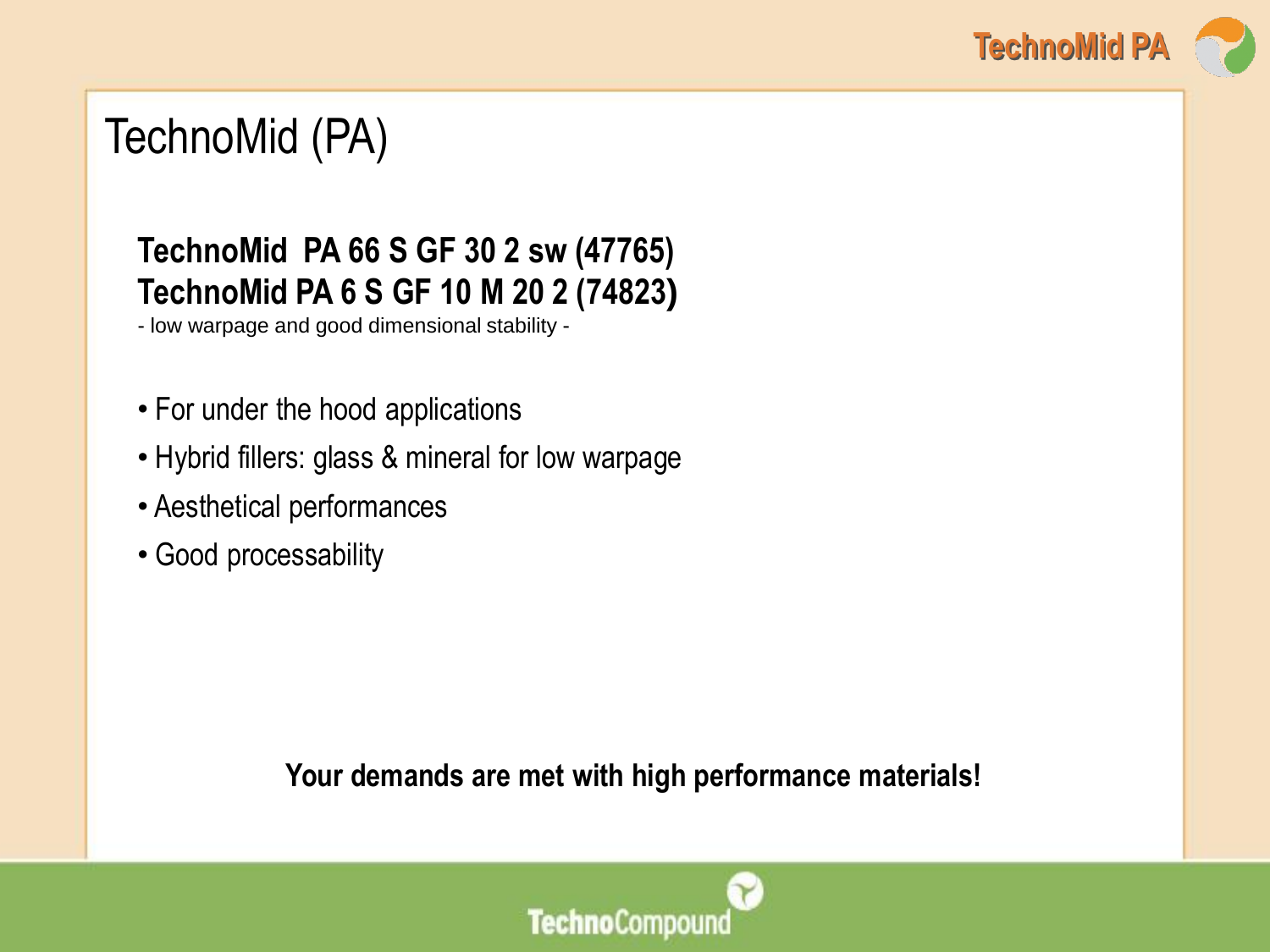# TechnoMid (PA)

**TechnoMid PA 66 S GF 30 2 sw (47765)**
**TechnoMid PA 6 S GF 10 M 20 2 (74823)**

- low warpage and good dimensional stability -

- For under the hood applications
- Hybrid fillers: glass & mineral for low warpage
- Aesthetical performances
- Good processability

**Your demands are met with high performance materials!**